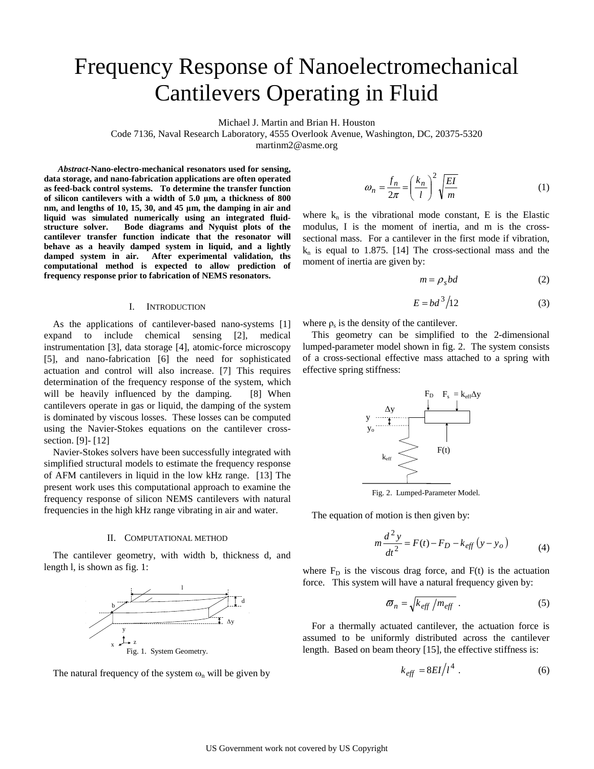# Frequency Response of Nanoelectromechanical Cantilevers Operating in Fluid

Michael J. Martin and Brian H. Houston
Code 7136, Naval Research Laboratory, 4555 Overlook Avenue, Washington, DC, 20375-5320
martinm2@asme.org

***Abstract*-Nano-electro-mechanical resonators used for sensing, data storage, and nano-fabrication applications are often operated as feed-back control systems. To determine the transfer function of silicon cantilevers with a width of 5.0 µm, a thickness of 800 nm, and lengths of 10, 15, 30, and 45 µm, the damping in air and liquid was simulated numerically using an integrated fluid-structure solver. Bode diagrams and Nyquist plots of the cantilever transfer function indicate that the resonator will behave as a heavily damped system in liquid, and a lightly damped system in air. After experimental validation, ths computational method is expected to allow prediction of frequency response prior to fabrication of NEMS resonators.**

## I. Introduction

As the applications of cantilever-based nano-systems [1] expand to include chemical sensing [2], medical instrumentation [3], data storage [4], atomic-force microscopy [5], and nano-fabrication [6] the need for sophisticated actuation and control will also increase. [7] This requires determination of the frequency response of the system, which will be heavily influenced by the damping. [8] When cantilevers operate in gas or liquid, the damping of the system is dominated by viscous losses. These losses can be computed using the Navier-Stokes equations on the cantilever cross-section. [9]- [12]

Navier-Stokes solvers have been successfully integrated with simplified structural models to estimate the frequency response of AFM cantilevers in liquid in the low kHz range. [13] The present work uses this computational approach to examine the frequency response of silicon NEMS cantilevers with natural frequencies in the high kHz range vibrating in air and water.

## II. Computational method

The cantilever geometry, with width b, thickness d, and length l, is shown as fig. 1:

Fig. 1. System Geometry.

The natural frequency of the system $\omega_n$ will be given by

$$\omega_n = \frac{f_n}{2\pi} = \left(\frac{k_n}{l}\right)^2 \sqrt{\frac{EI}{m}} \tag{1}$$

where $k_n$ is the vibrational mode constant, E is the Elastic modulus, I is the moment of inertia, and m is the cross-sectional mass. For a cantilever in the first mode if vibration, $k_n$ is equal to 1.875. [14] The cross-sectional mass and the moment of inertia are given by:

$$m = \rho_s bd \tag{2}$$

$$E = bd^3/12 \tag{3}$$

where $\rho_s$ is the density of the cantilever.

This geometry can be simplified to the 2-dimensional lumped-parameter model shown in fig. 2. The system consists of a cross-sectional effective mass attached to a spring with effective spring stiffness:

Fig. 2. Lumped-Parameter Model.

The equation of motion is then given by:

$$m\frac{d^2y}{dt^2} = F(t) - F_D - k_{eff}\left(y - y_o\right) \tag{4}$$

where $F_D$ is the viscous drag force, and F(t) is the actuation force. This system will have a natural frequency given by:

$$\varpi_n = \sqrt{k_{eff}/m_{eff}} \ . \tag{5}$$

For a thermally actuated cantilever, the actuation force is assumed to be uniformly distributed across the cantilever length. Based on beam theory [15], the effective stiffness is:

$$k_{eff} = 8EI/l^4 \ . \tag{6}$$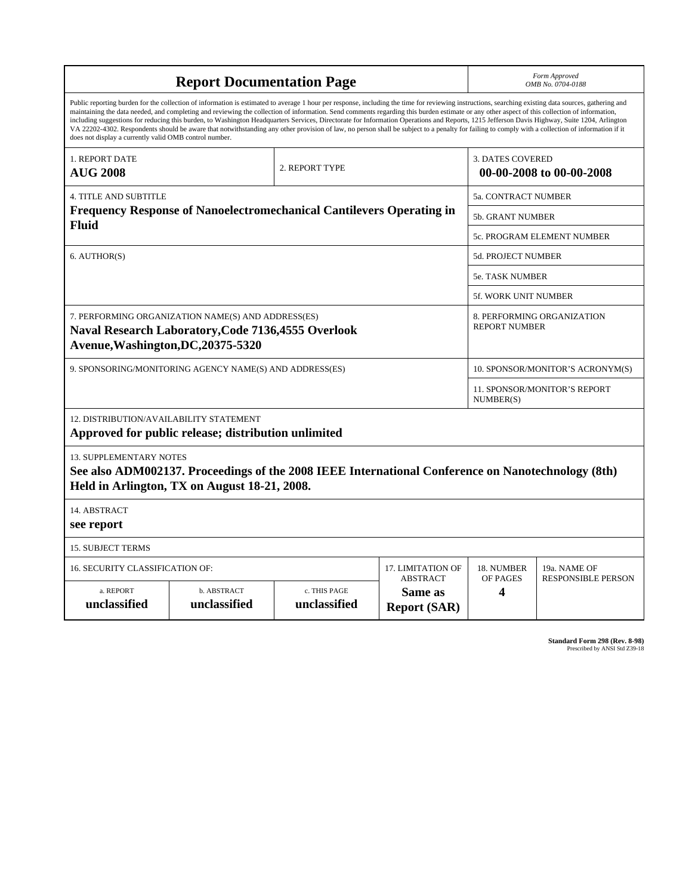# Report Documentation Page

*Form Approved*
*OMB No. 0704-0188*

Public reporting burden for the collection of information is estimated to average 1 hour per response, including the time for reviewing instructions, searching existing data sources, gathering and maintaining the data needed, and completing and reviewing the collection of information. Send comments regarding this burden estimate or any other aspect of this collection of information, including suggestions for reducing this burden, to Washington Headquarters Services, Directorate for Information Operations and Reports, 1215 Jefferson Davis Highway, Suite 1204, Arlington VA 22202-4302. Respondents should be aware that notwithstanding any other provision of law, no person shall be subject to a penalty for failing to comply with a collection of information if it does not display a currently valid OMB control number.

| 1. REPORT DATE | 2. REPORT TYPE | 3. DATES COVERED |
|---|---|---|
| **AUG 2008** | | **00-00-2008 to 00-00-2008** |

| 4. TITLE AND SUBTITLE | |
|---|---|
| **Frequency Response of Nanoelectromechanical Cantilevers Operating in Fluid** | 5a. CONTRACT NUMBER |
| | 5b. GRANT NUMBER |
| | 5c. PROGRAM ELEMENT NUMBER |
| 6. AUTHOR(S) | 5d. PROJECT NUMBER |
| | 5e. TASK NUMBER |
| | 5f. WORK UNIT NUMBER |
| 7. PERFORMING ORGANIZATION NAME(S) AND ADDRESS(ES) **Naval Research Laboratory,Code 7136,4555 Overlook Avenue,Washington,DC,20375-5320** | 8. PERFORMING ORGANIZATION REPORT NUMBER |
| 9. SPONSORING/MONITORING AGENCY NAME(S) AND ADDRESS(ES) | 10. SPONSOR/MONITOR'S ACRONYM(S) |
| | 11. SPONSOR/MONITOR'S REPORT NUMBER(S) |

12. DISTRIBUTION/AVAILABILITY STATEMENT
**Approved for public release; distribution unlimited**

13. SUPPLEMENTARY NOTES
**See also ADM002137. Proceedings of the 2008 IEEE International Conference on Nanotechnology (8th) Held in Arlington, TX on August 18-21, 2008.**

14. ABSTRACT
**see report**

15. SUBJECT TERMS

| 16. SECURITY CLASSIFICATION OF: | | | 17. LIMITATION OF ABSTRACT | 18. NUMBER OF PAGES | 19a. NAME OF RESPONSIBLE PERSON |
|---|---|---|---|---|---|
| a. REPORT | b. ABSTRACT | c. THIS PAGE | | | |
| **unclassified** | **unclassified** | **unclassified** | **Same as Report (SAR)** | **4** | |

**Standard Form 298 (Rev. 8-98)**
Prescribed by ANSI Std Z39-18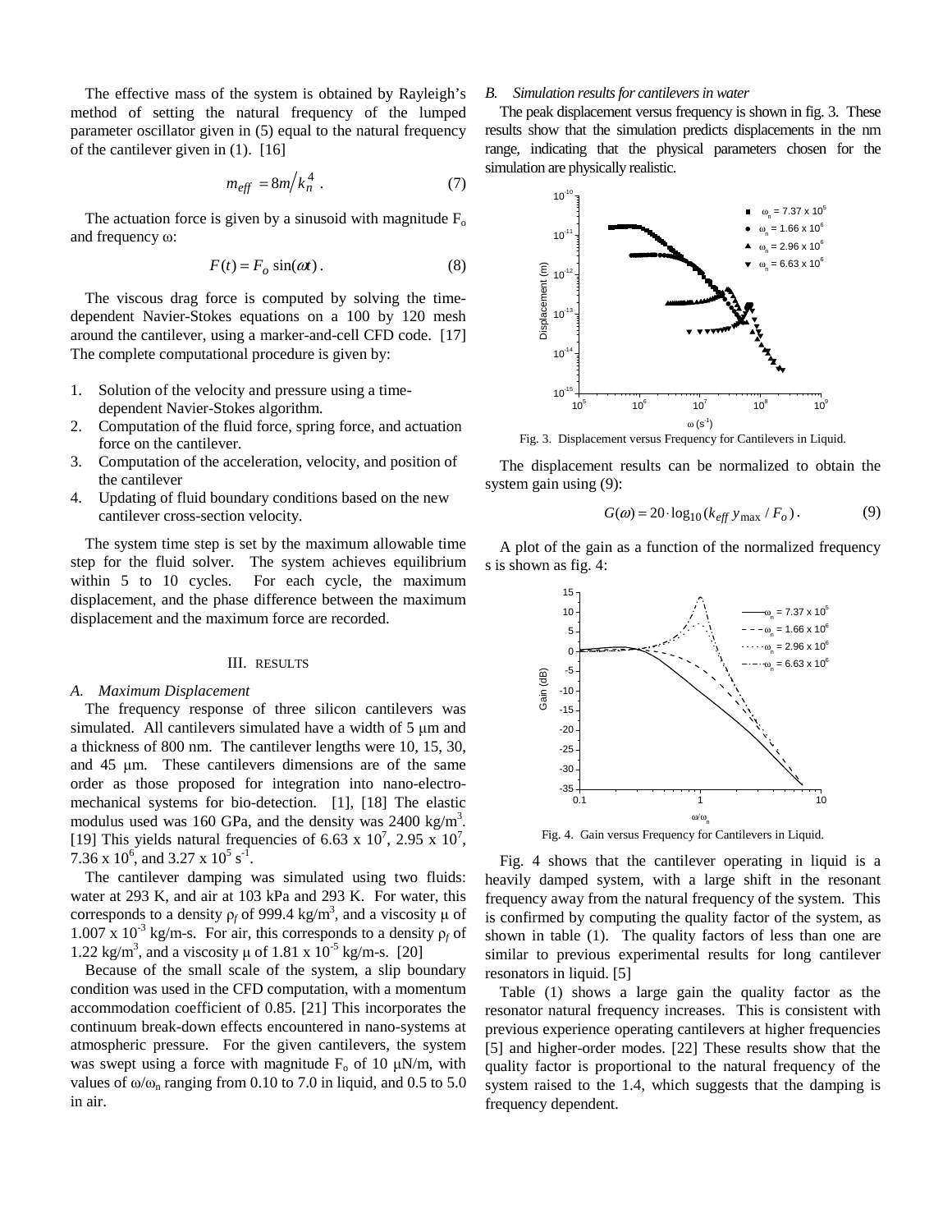The effective mass of the system is obtained by Rayleigh's method of setting the natural frequency of the lumped parameter oscillator given in (5) equal to the natural frequency of the cantilever given in (1). [16]

$$m_{eff} = 8m/k_n^4 . \quad (7)$$

The actuation force is given by a sinusoid with magnitude $F_o$ and frequency $\omega$:

$$F(t) = F_o \sin(\omega t) . \quad (8)$$

The viscous drag force is computed by solving the time-dependent Navier-Stokes equations on a 100 by 120 mesh around the cantilever, using a marker-and-cell CFD code. [17] The complete computational procedure is given by:

1. Solution of the velocity and pressure using a time-dependent Navier-Stokes algorithm.
2. Computation of the fluid force, spring force, and actuation force on the cantilever.
3. Computation of the acceleration, velocity, and position of the cantilever
4. Updating of fluid boundary conditions based on the new cantilever cross-section velocity.

The system time step is set by the maximum allowable time step for the fluid solver. The system achieves equilibrium within 5 to 10 cycles. For each cycle, the maximum displacement, and the phase difference between the maximum displacement and the maximum force are recorded.

## III. RESULTS

### A. Maximum Displacement

The frequency response of three silicon cantilevers was simulated. All cantilevers simulated have a width of 5 μm and a thickness of 800 nm. The cantilever lengths were 10, 15, 30, and 45 μm. These cantilevers dimensions are of the same order as those proposed for integration into nano-electro-mechanical systems for bio-detection. [1], [18] The elastic modulus used was 160 GPa, and the density was 2400 kg/m$^3$. [19] This yields natural frequencies of 6.63 x 10$^7$, 2.95 x 10$^7$, 7.36 x 10$^6$, and 3.27 x 10$^5$ s$^{-1}$.

The cantilever damping was simulated using two fluids: water at 293 K, and air at 103 kPa and 293 K. For water, this corresponds to a density $\rho_f$ of 999.4 kg/m$^3$, and a viscosity $\mu$ of 1.007 x 10$^{-3}$ kg/m-s. For air, this corresponds to a density $\rho_f$ of 1.22 kg/m$^3$, and a viscosity $\mu$ of 1.81 x 10$^{-5}$ kg/m-s. [20]

Because of the small scale of the system, a slip boundary condition was used in the CFD computation, with a momentum accommodation coefficient of 0.85. [21] This incorporates the continuum break-down effects encountered in nano-systems at atmospheric pressure. For the given cantilevers, the system was swept using a force with magnitude $F_o$ of 10 μN/m, with values of $\omega/\omega_n$ ranging from 0.10 to 7.0 in liquid, and 0.5 to 5.0 in air.

### B. Simulation results for cantilevers in water

The peak displacement versus frequency is shown in fig. 3. These results show that the simulation predicts displacements in the nm range, indicating that the physical parameters chosen for the simulation are physically realistic.

Fig. 3. Displacement versus Frequency for Cantilevers in Liquid.

The displacement results can be normalized to obtain the system gain using (9):

$$G(\omega) = 20 \cdot \log_{10}(k_{eff}\, y_{\max} / F_o) . \quad (9)$$

A plot of the gain as a function of the normalized frequency s is shown as fig. 4:

Fig. 4. Gain versus Frequency for Cantilevers in Liquid.

Fig. 4 shows that the cantilever operating in liquid is a heavily damped system, with a large shift in the resonant frequency away from the natural frequency of the system. This is confirmed by computing the quality factor of the system, as shown in table (1). The quality factors of less than one are similar to previous experimental results for long cantilever resonators in liquid. [5]

Table (1) shows a large gain the quality factor as the resonator natural frequency increases. This is consistent with previous experience operating cantilevers at higher frequencies [5] and higher-order modes. [22] These results show that the quality factor is proportional to the natural frequency of the system raised to the 1.4, which suggests that the damping is frequency dependent.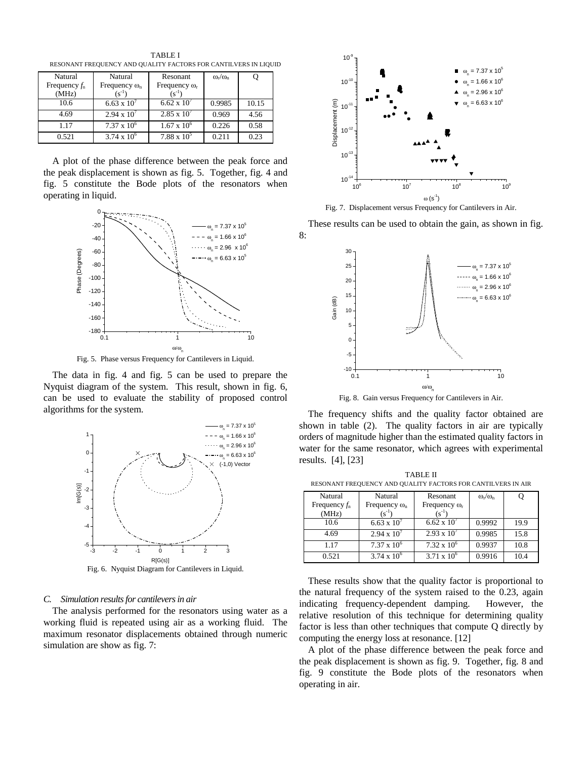TABLE I

RESONANT FREQUENCY AND QUALITY FACTORS FOR CANTILVERS IN LIQUID

| Natural Frequency $f_n$ (MHz) | Natural Frequency $\omega_n$ ($s^{-1}$) | Resonant Frequency $\omega_r$ ($s^{-1}$) | $\omega_r/\omega_n$ | Q |
|---|---|---|---|---|
| 10.6 | $6.63 \times 10^7$ | $6.62 \times 10^7$ | 0.9985 | 10.15 |
| 4.69 | $2.94 \times 10^7$ | $2.85 \times 10^7$ | 0.969 | 4.56 |
| 1.17 | $7.37 \times 10^6$ | $1.67 \times 10^6$ | 0.226 | 0.58 |
| 0.521 | $3.74 \times 10^6$ | $7.88 \times 10^5$ | 0.211 | 0.23 |

A plot of the phase difference between the peak force and the peak displacement is shown as fig. 5. Together, fig. 4 and fig. 5 constitute the Bode plots of the resonators when operating in liquid.

Fig. 5. Phase versus Frequency for Cantilevers in Liquid.

The data in fig. 4 and fig. 5 can be used to prepare the Nyquist diagram of the system. This result, shown in fig. 6, can be used to evaluate the stability of proposed control algorithms for the system.

Fig. 6. Nyquist Diagram for Cantilevers in Liquid.

### C. Simulation results for cantilevers in air

The analysis performed for the resonators using water as a working fluid is repeated using air as a working fluid. The maximum resonator displacements obtained through numeric simulation are show as fig. 7:

Fig. 7. Displacement versus Frequency for Cantilevers in Air.

These results can be used to obtain the gain, as shown in fig. 8:

Fig. 8. Gain versus Frequency for Cantilevers in Air.

The frequency shifts and the quality factor obtained are shown in table (2). The quality factors in air are typically orders of magnitude higher than the estimated quality factors in water for the same resonator, which agrees with experimental results. [4], [23]

TABLE II

RESONANT FREQUENCY AND QUALITY FACTORS FOR CANTILVERS IN AIR

| Natural Frequency $f_n$ (MHz) | Natural Frequency $\omega_n$ ($s^{-1}$) | Resonant Frequency $\omega_r$ ($s^{-1}$) | $\omega_r/\omega_n$ | Q |
|---|---|---|---|---|
| 10.6 | $6.63 \times 10^7$ | $6.62 \times 10^7$ | 0.9992 | 19.9 |
| 4.69 | $2.94 \times 10^7$ | $2.93 \times 10^7$ | 0.9985 | 15.8 |
| 1.17 | $7.37 \times 10^6$ | $7.32 \times 10^6$ | 0.9937 | 10.8 |
| 0.521 | $3.74 \times 10^6$ | $3.71 \times 10^6$ | 0.9916 | 10.4 |

These results show that the quality factor is proportional to the natural frequency of the system raised to the 0.23, again indicating frequency-dependent damping. However, the relative resolution of this technique for determining quality factor is less than other techniques that compute Q directly by computing the energy loss at resonance. [12]

A plot of the phase difference between the peak force and the peak displacement is shown as fig. 9. Together, fig. 8 and fig. 9 constitute the Bode plots of the resonators when operating in air.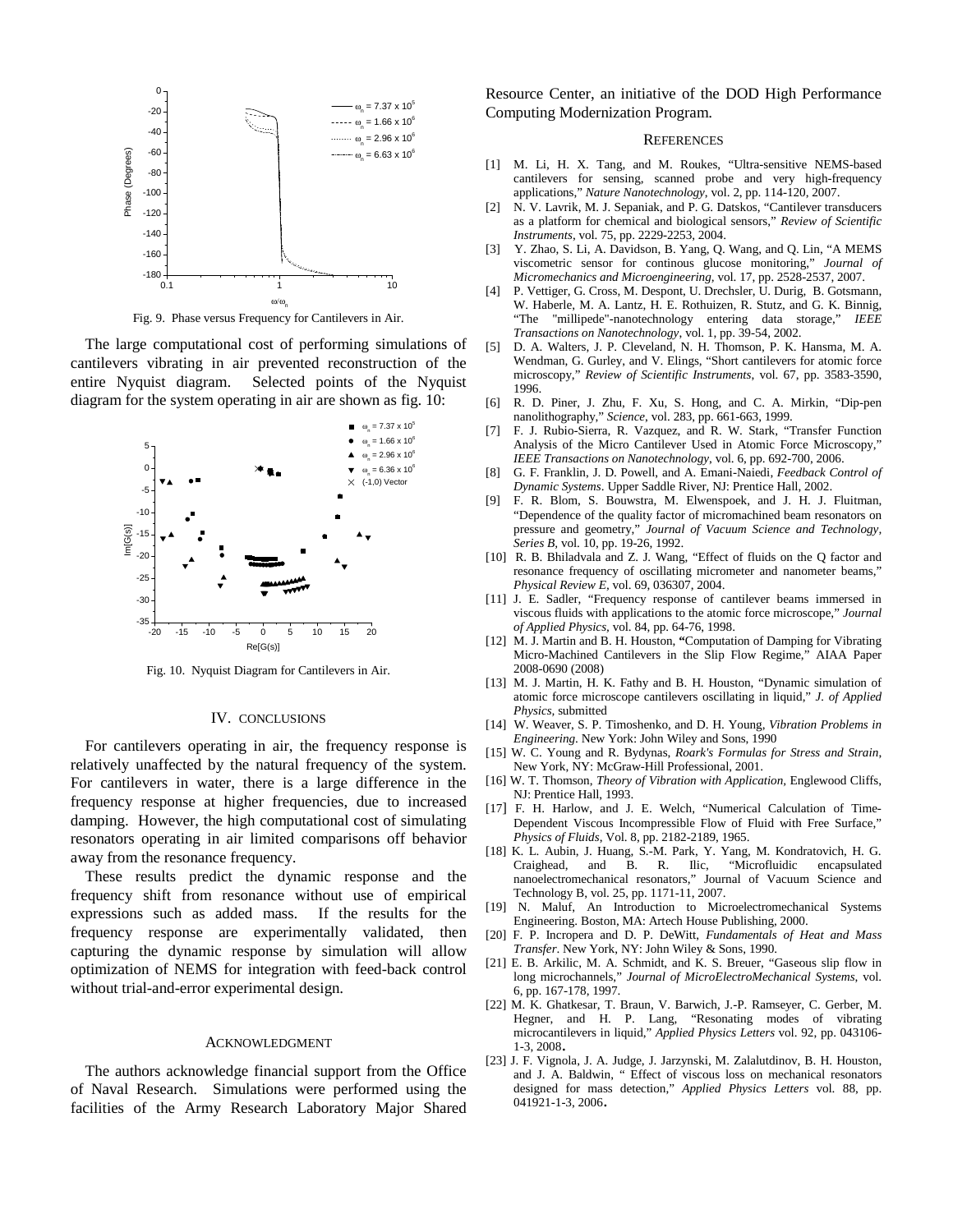0
-20
-40
-60
-80
-100
-120
-140
-160
-180
Phase (Degrees)
0.1
1
10
$\omega/\omega_n$
$\omega_n = 7.37 \times 10^5$
$\omega_n = 1.66 \times 10^6$
$\omega_n = 2.96 \times 10^6$
$\omega_n = 6.63 \times 10^6$

Fig. 9. Phase versus Frequency for Cantilevers in Air.

The large computational cost of performing simulations of cantilevers vibrating in air prevented reconstruction of the entire Nyquist diagram. Selected points of the Nyquist diagram for the system operating in air are shown as fig. 10:

5
0
-5
-10
-15
-20
-25
-30
-35
Im[G(s)]
-20
-15
-10
-5
0
5
10
15
20
Re[G(s)]
$\omega_n = 7.37 \times 10^5$
$\omega_n = 1.66 \times 10^6$
$\omega_n = 2.96 \times 10^6$
$\omega_n = 6.36 \times 10^6$
(-1,0) Vector

Fig. 10. Nyquist Diagram for Cantilevers in Air.

## IV. Conclusions

For cantilevers operating in air, the frequency response is relatively unaffected by the natural frequency of the system. For cantilevers in water, there is a large difference in the frequency response at higher frequencies, due to increased damping. However, the high computational cost of simulating resonators operating in air limited comparisons off behavior away from the resonance frequency.

These results predict the dynamic response and the frequency shift from resonance without use of empirical expressions such as added mass. If the results for the frequency response are experimentally validated, then capturing the dynamic response by simulation will allow optimization of NEMS for integration with feed-back control without trial-and-error experimental design.

## Acknowledgment

The authors acknowledge financial support from the Office of Naval Research. Simulations were performed using the facilities of the Army Research Laboratory Major Shared Resource Center, an initiative of the DOD High Performance Computing Modernization Program.

## References

[1] M. Li, H. X. Tang, and M. Roukes, "Ultra-sensitive NEMS-based cantilevers for sensing, scanned probe and very high-frequency applications," *Nature Nanotechnology*, vol. 2, pp. 114-120, 2007.

[2] N. V. Lavrik, M. J. Sepaniak, and P. G. Datskos, "Cantilever transducers as a platform for chemical and biological sensors," *Review of Scientific Instruments*, vol. 75, pp. 2229-2253, 2004.

[3] Y. Zhao, S. Li, A. Davidson, B. Yang, Q. Wang, and Q. Lin, "A MEMS viscometric sensor for continous glucose monitoring," *Journal of Micromechanics and Microengineering*, vol. 17, pp. 2528-2537, 2007.

[4] P. Vettiger, G. Cross, M. Despont, U. Drechsler, U. Durig, B. Gotsmann, W. Haberle, M. A. Lantz, H. E. Rothuizen, R. Stutz, and G. K. Binnig, "The "millipede"-nanotechnology entering data storage," *IEEE Transactions on Nanotechnology*, vol. 1, pp. 39-54, 2002.

[5] D. A. Walters, J. P. Cleveland, N. H. Thomson, P. K. Hansma, M. A. Wendman, G. Gurley, and V. Elings, "Short cantilevers for atomic force microscopy," *Review of Scientific Instruments*, vol. 67, pp. 3583-3590, 1996.

[6] R. D. Piner, J. Zhu, F. Xu, S. Hong, and C. A. Mirkin, "Dip-pen nanolithography," *Science*, vol. 283, pp. 661-663, 1999.

[7] F. J. Rubio-Sierra, R. Vazquez, and R. W. Stark, "Transfer Function Analysis of the Micro Cantilever Used in Atomic Force Microscopy," *IEEE Transactions on Nanotechnology*, vol. 6, pp. 692-700, 2006.

[8] G. F. Franklin, J. D. Powell, and A. Emani-Naiedi, *Feedback Control of Dynamic Systems*. Upper Saddle River, NJ: Prentice Hall, 2002.

[9] F. R. Blom, S. Bouwstra, M. Elwenspoek, and J. H. J. Fluitman, "Dependence of the quality factor of micromachined beam resonators on pressure and geometry," *Journal of Vacuum Science and Technology, Series B*, vol. 10, pp. 19-26, 1992.

[10] R. B. Bhiladvala and Z. J. Wang, "Effect of fluids on the Q factor and resonance frequency of oscillating micrometer and nanometer beams," *Physical Review E*, vol. 69, 036307, 2004.

[11] J. E. Sadler, "Frequency response of cantilever beams immersed in viscous fluids with applications to the atomic force microscope," *Journal of Applied Physics*, vol. 84, pp. 64-76, 1998.

[12] M. J. Martin and B. H. Houston, "Computation of Damping for Vibrating Micro-Machined Cantilevers in the Slip Flow Regime," AIAA Paper 2008-0690 (2008)

[13] M. J. Martin, H. K. Fathy and B. H. Houston, "Dynamic simulation of atomic force microscope cantilevers oscillating in liquid," *J. of Applied Physics*, submitted

[14] W. Weaver, S. P. Timoshenko, and D. H. Young, *Vibration Problems in Engineering*. New York: John Wiley and Sons, 1990

[15] W. C. Young and R. Bydynas, *Roark's Formulas for Stress and Strain*, New York, NY: McGraw-Hill Professional, 2001.

[16] W. T. Thomson, *Theory of Vibration with Application*, Englewood Cliffs, NJ: Prentice Hall, 1993.

[17] F. H. Harlow, and J. E. Welch, "Numerical Calculation of Time-Dependent Viscous Incompressible Flow of Fluid with Free Surface," *Physics of Fluids*, Vol. 8, pp. 2182-2189, 1965.

[18] K. L. Aubin, J. Huang, S.-M. Park, Y. Yang, M. Kondratovich, H. G. Craighead, and B. R. Ilic, "Microfluidic encapsulated nanoelectromechanical resonators," Journal of Vacuum Science and Technology B, vol. 25, pp. 1171-11, 2007.

[19] N. Maluf, An Introduction to Microelectromechanical Systems Engineering. Boston, MA: Artech House Publishing, 2000.

[20] F. P. Incropera and D. P. DeWitt, *Fundamentals of Heat and Mass Transfer*. New York, NY: John Wiley & Sons, 1990.

[21] E. B. Arkilic, M. A. Schmidt, and K. S. Breuer, "Gaseous slip flow in long microchannels," *Journal of MicroElectroMechanical Systems*, vol. 6, pp. 167-178, 1997.

[22] M. K. Ghatkesar, T. Braun, V. Barwich, J.-P. Ramseyer, C. Gerber, M. Hegner, and H. P. Lang, "Resonating modes of vibrating microcantilevers in liquid," *Applied Physics Letters* vol. 92, pp. 043106-1-3, 2008.

[23] J. F. Vignola, J. A. Judge, J. Jarzynski, M. Zalalutdinov, B. H. Houston, and J. A. Baldwin, " Effect of viscous loss on mechanical resonators designed for mass detection," *Applied Physics Letters* vol. 88, pp. 041921-1-3, 2006.